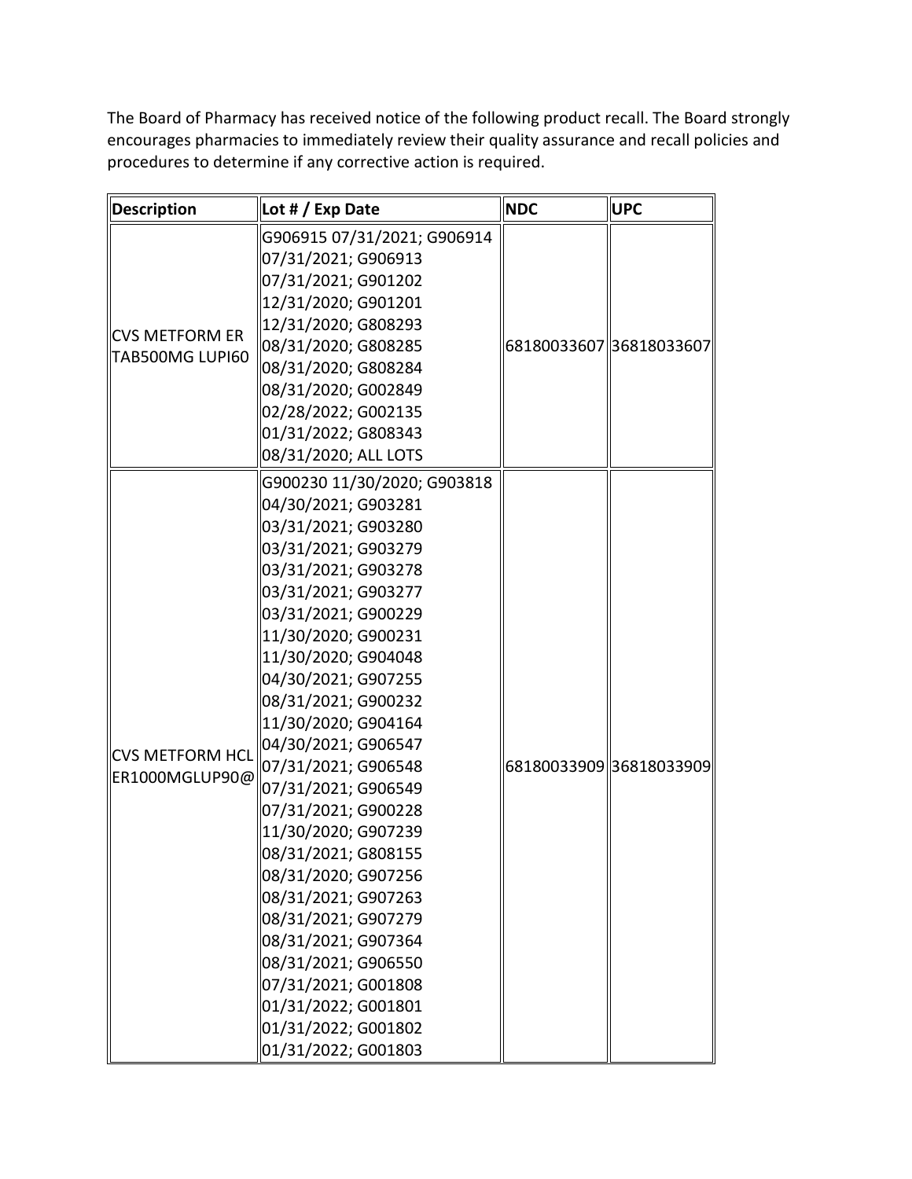The Board of Pharmacy has received notice of the following product recall. The Board strongly encourages pharmacies to immediately review their quality assurance and recall policies and procedures to determine if any corrective action is required.

| Description | Lot # / Exp Date | NDC | UPC |
|---|---|---|---|
| CVS METFORM ER TAB500MG LUPI60 | G906915 07/31/2021; G906914 07/31/2021; G906913 07/31/2021; G901202 12/31/2020; G901201 12/31/2020; G808293 08/31/2020; G808285 08/31/2020; G808284 08/31/2020; G002849 02/28/2022; G002135 01/31/2022; G808343 08/31/2020; ALL LOTS | 68180033607 | 36818033607 |
| CVS METFORM HCL ER1000MGLUP90@ | G900230 11/30/2020; G903818 04/30/2021; G903281 03/31/2021; G903280 03/31/2021; G903279 03/31/2021; G903278 03/31/2021; G903277 03/31/2021; G900229 11/30/2020; G900231 11/30/2020; G904048 04/30/2021; G907255 08/31/2021; G900232 11/30/2020; G904164 04/30/2021; G906547 07/31/2021; G906548 07/31/2021; G906549 07/31/2021; G900228 11/30/2020; G907239 08/31/2021; G808155 08/31/2020; G907256 08/31/2021; G907263 08/31/2021; G907279 08/31/2021; G907364 08/31/2021; G906550 07/31/2021; G001808 01/31/2022; G001801 01/31/2022; G001802 01/31/2022; G001803 | 68180033909 | 36818033909 |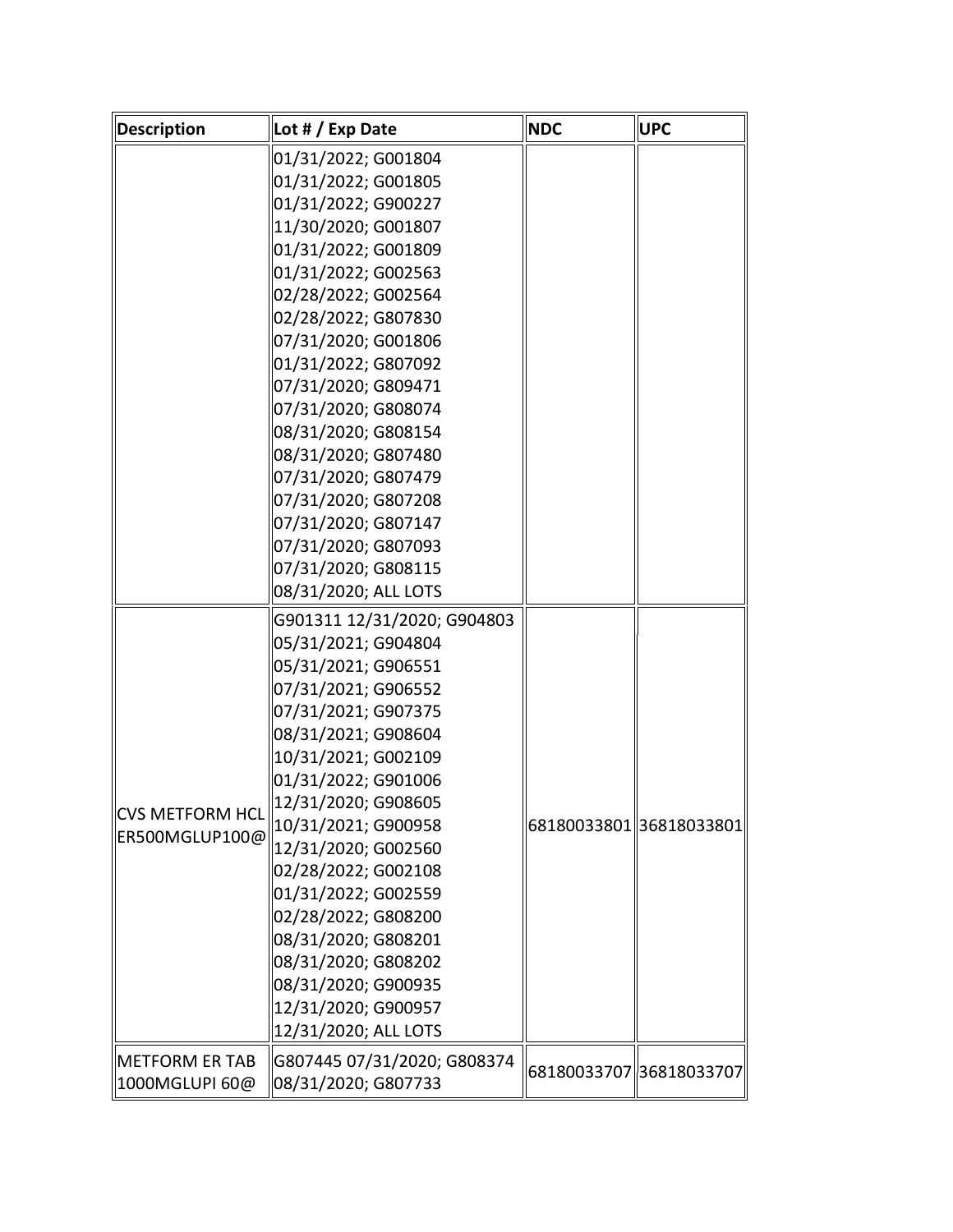| Description | Lot # / Exp Date | NDC | UPC |
| --- | --- | --- | --- |
| | 01/31/2022; G001804 01/31/2022; G001805 01/31/2022; G900227 11/30/2020; G001807 01/31/2022; G001809 01/31/2022; G002563 02/28/2022; G002564 02/28/2022; G807830 07/31/2020; G001806 01/31/2022; G807092 07/31/2020; G809471 07/31/2020; G808074 08/31/2020; G808154 08/31/2020; G807480 07/31/2020; G807479 07/31/2020; G807208 07/31/2020; G807147 07/31/2020; G807093 07/31/2020; G808115 08/31/2020; ALL LOTS | | |
| CVS METFORM HCL ER500MGLUP100@ | G901311 12/31/2020; G904803 05/31/2021; G904804 05/31/2021; G906551 07/31/2021; G906552 07/31/2021; G907375 08/31/2021; G908604 10/31/2021; G002109 01/31/2022; G901006 12/31/2020; G908605 10/31/2021; G900958 12/31/2020; G002560 02/28/2022; G002108 01/31/2022; G002559 02/28/2022; G808200 08/31/2020; G808201 08/31/2020; G808202 08/31/2020; G900935 12/31/2020; G900957 12/31/2020; ALL LOTS | 68180033801 | 36818033801 |
| METFORM ER TAB 1000MGLUPI 60@ | G807445 07/31/2020; G808374 08/31/2020; G807733 | 68180033707 | 36818033707 |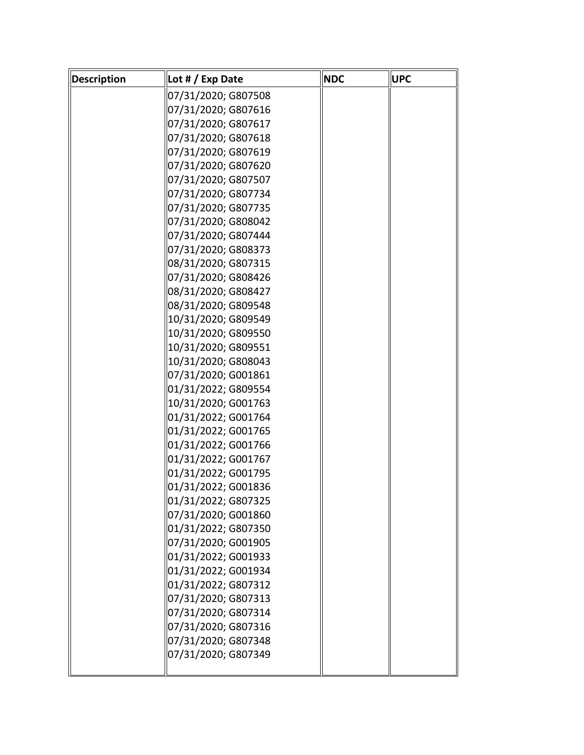| Description | Lot # / Exp Date | NDC | UPC |
|---|---|---|---|
| | 07/31/2020; G807508<br>07/31/2020; G807616<br>07/31/2020; G807617<br>07/31/2020; G807618<br>07/31/2020; G807619<br>07/31/2020; G807620<br>07/31/2020; G807507<br>07/31/2020; G807734<br>07/31/2020; G807735<br>07/31/2020; G808042<br>07/31/2020; G807444<br>07/31/2020; G808373<br>08/31/2020; G807315<br>07/31/2020; G808426<br>08/31/2020; G808427<br>08/31/2020; G809548<br>10/31/2020; G809549<br>10/31/2020; G809550<br>10/31/2020; G809551<br>10/31/2020; G808043<br>07/31/2020; G001861<br>01/31/2022; G809554<br>10/31/2020; G001763<br>01/31/2022; G001764<br>01/31/2022; G001765<br>01/31/2022; G001766<br>01/31/2022; G001767<br>01/31/2022; G001795<br>01/31/2022; G001836<br>01/31/2022; G807325<br>07/31/2020; G001860<br>01/31/2022; G807350<br>07/31/2020; G001905<br>01/31/2022; G001933<br>01/31/2022; G001934<br>01/31/2022; G807312<br>07/31/2020; G807313<br>07/31/2020; G807314<br>07/31/2020; G807316<br>07/31/2020; G807348<br>07/31/2020; G807349 | | |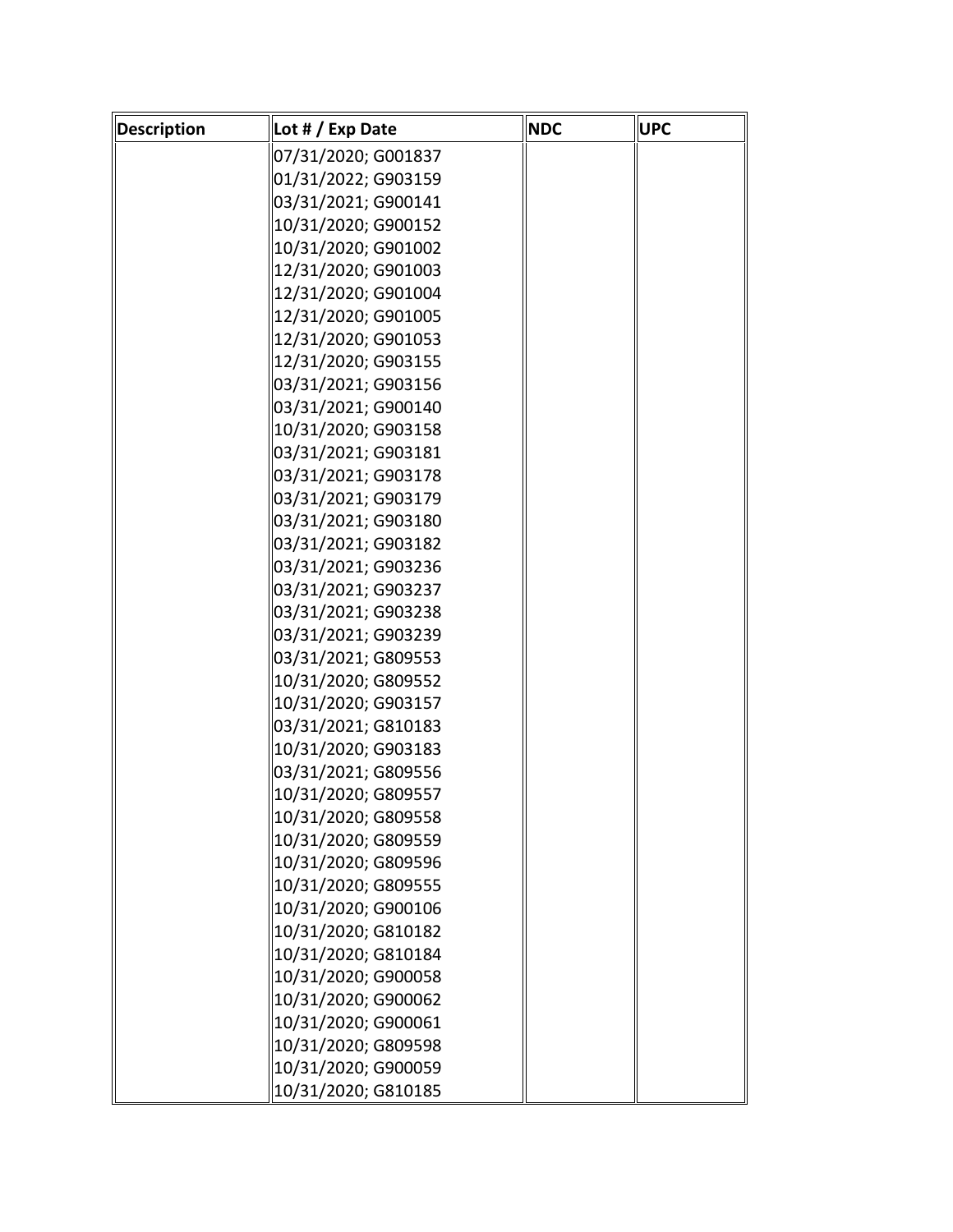| Description | Lot # / Exp Date | NDC | UPC |
|---|---|---|---|
| | 07/31/2020; G001837<br>01/31/2022; G903159<br>03/31/2021; G900141<br>10/31/2020; G900152<br>10/31/2020; G901002<br>12/31/2020; G901003<br>12/31/2020; G901004<br>12/31/2020; G901005<br>12/31/2020; G901053<br>12/31/2020; G903155<br>03/31/2021; G903156<br>03/31/2021; G900140<br>10/31/2020; G903158<br>03/31/2021; G903181<br>03/31/2021; G903178<br>03/31/2021; G903179<br>03/31/2021; G903180<br>03/31/2021; G903182<br>03/31/2021; G903236<br>03/31/2021; G903237<br>03/31/2021; G903238<br>03/31/2021; G903239<br>03/31/2021; G809553<br>10/31/2020; G809552<br>10/31/2020; G903157<br>03/31/2021; G810183<br>10/31/2020; G903183<br>03/31/2021; G809556<br>10/31/2020; G809557<br>10/31/2020; G809558<br>10/31/2020; G809559<br>10/31/2020; G809596<br>10/31/2020; G809555<br>10/31/2020; G900106<br>10/31/2020; G810182<br>10/31/2020; G810184<br>10/31/2020; G900058<br>10/31/2020; G900062<br>10/31/2020; G900061<br>10/31/2020; G809598<br>10/31/2020; G900059<br>10/31/2020; G810185 | | |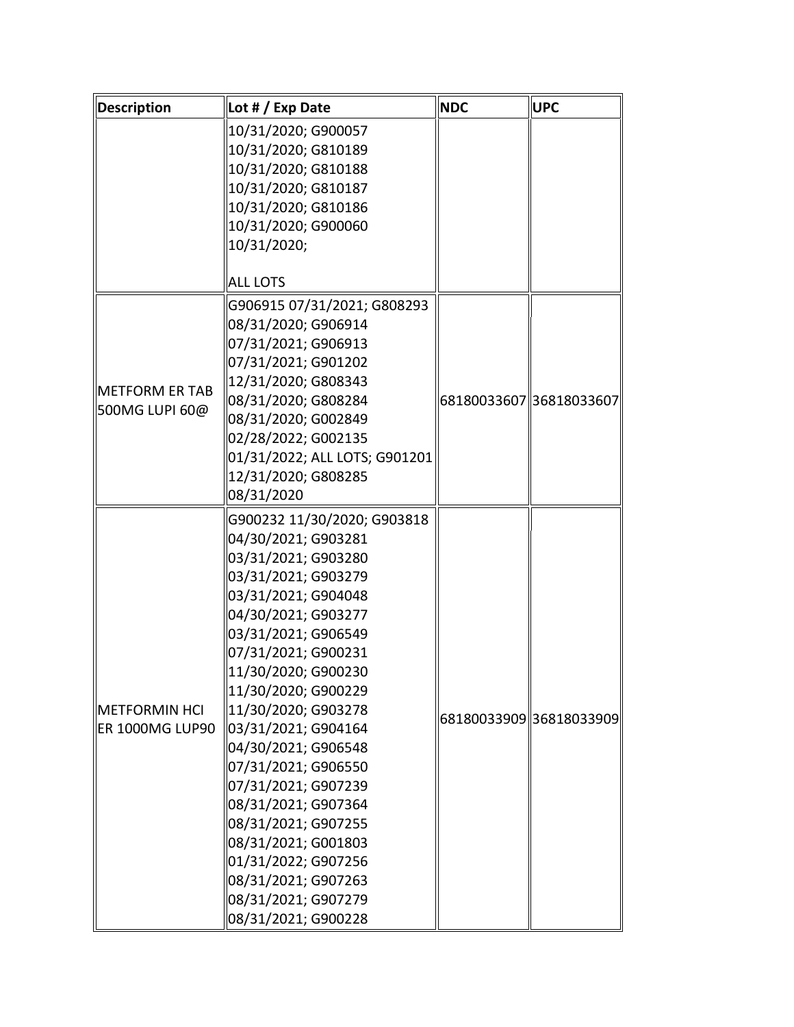| Description | Lot # / Exp Date | NDC | UPC |
| --- | --- | --- | --- |
| | 10/31/2020; G900057 10/31/2020; G810189 10/31/2020; G810188 10/31/2020; G810187 10/31/2020; G810186 10/31/2020; G900060 10/31/2020; ALL LOTS | | |
| METFORM ER TAB 500MG LUPI 60@ | G906915 07/31/2021; G808293 08/31/2020; G906914 07/31/2021; G906913 07/31/2021; G901202 12/31/2020; G808343 08/31/2020; G808284 08/31/2020; G002849 02/28/2022; G002135 01/31/2022; ALL LOTS; G901201 12/31/2020; G808285 08/31/2020 | 68180033607 | 36818033607 |
| METFORMIN HCI ER 1000MG LUP90 | G900232 11/30/2020; G903818 04/30/2021; G903281 03/31/2021; G903280 03/31/2021; G903279 03/31/2021; G904048 04/30/2021; G903277 03/31/2021; G906549 07/31/2021; G900231 11/30/2020; G900230 11/30/2020; G900229 11/30/2020; G903278 03/31/2021; G904164 04/30/2021; G906548 07/31/2021; G906550 07/31/2021; G907239 08/31/2021; G907364 08/31/2021; G907255 08/31/2021; G001803 01/31/2022; G907256 08/31/2021; G907263 08/31/2021; G907279 08/31/2021; G900228 | 68180033909 | 36818033909 |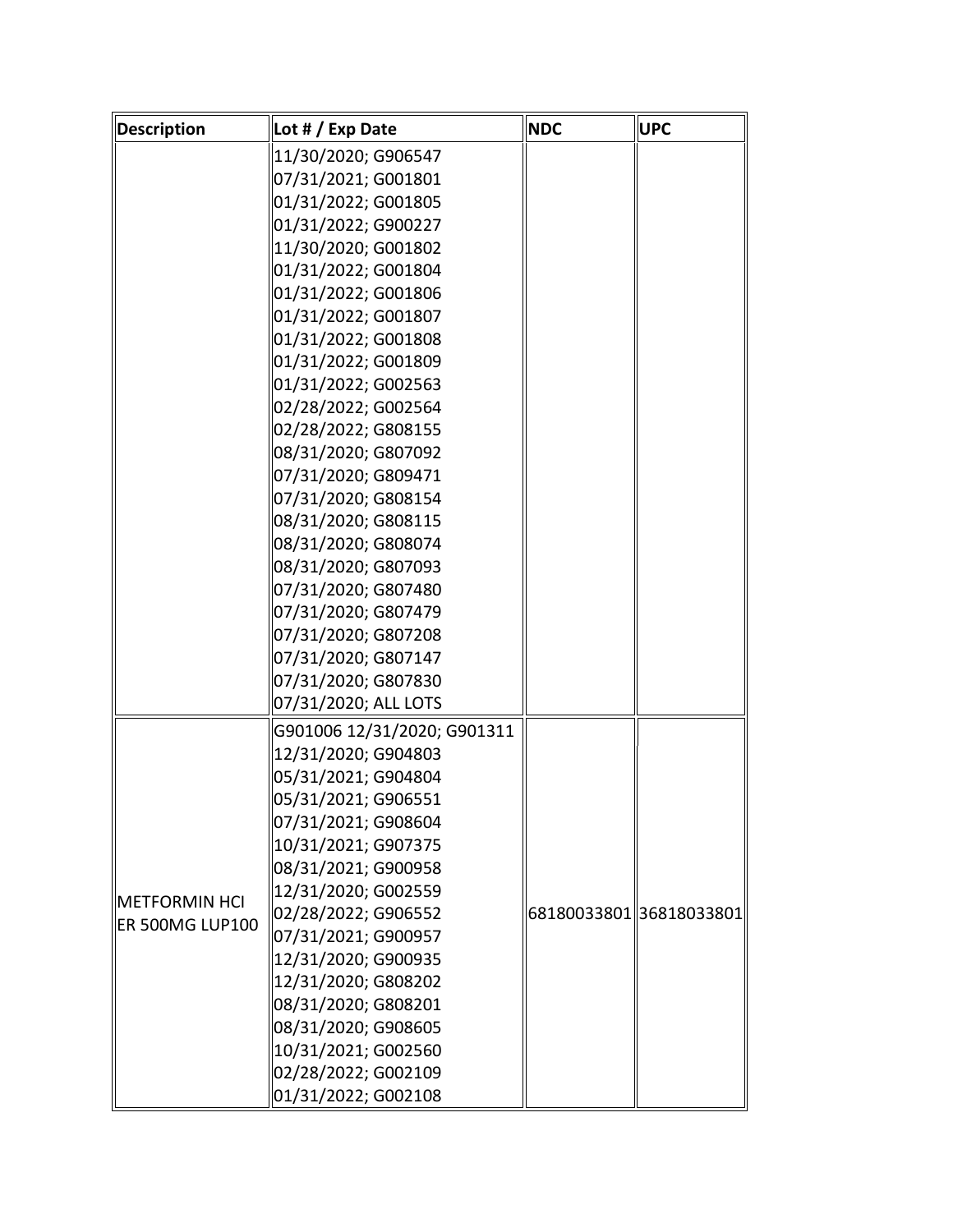| Description | Lot # / Exp Date | NDC | UPC |
| --- | --- | --- | --- |
| | 11/30/2020; G906547<br>07/31/2021; G001801<br>01/31/2022; G001805<br>01/31/2022; G900227<br>11/30/2020; G001802<br>01/31/2022; G001804<br>01/31/2022; G001806<br>01/31/2022; G001807<br>01/31/2022; G001808<br>01/31/2022; G001809<br>01/31/2022; G002563<br>02/28/2022; G002564<br>02/28/2022; G808155<br>08/31/2020; G807092<br>07/31/2020; G809471<br>07/31/2020; G808154<br>08/31/2020; G808115<br>08/31/2020; G808074<br>08/31/2020; G807093<br>07/31/2020; G807480<br>07/31/2020; G807479<br>07/31/2020; G807208<br>07/31/2020; G807147<br>07/31/2020; G807830<br>07/31/2020; ALL LOTS | | |
| METFORMIN HCI ER 500MG LUP100 | G901006 12/31/2020; G901311<br>12/31/2020; G904803<br>05/31/2021; G904804<br>05/31/2021; G906551<br>07/31/2021; G908604<br>10/31/2021; G907375<br>08/31/2021; G900958<br>12/31/2020; G002559<br>02/28/2022; G906552<br>07/31/2021; G900957<br>12/31/2020; G900935<br>12/31/2020; G808202<br>08/31/2020; G808201<br>08/31/2020; G908605<br>10/31/2021; G002560<br>02/28/2022; G002109<br>01/31/2022; G002108 | 68180033801 | 36818033801 |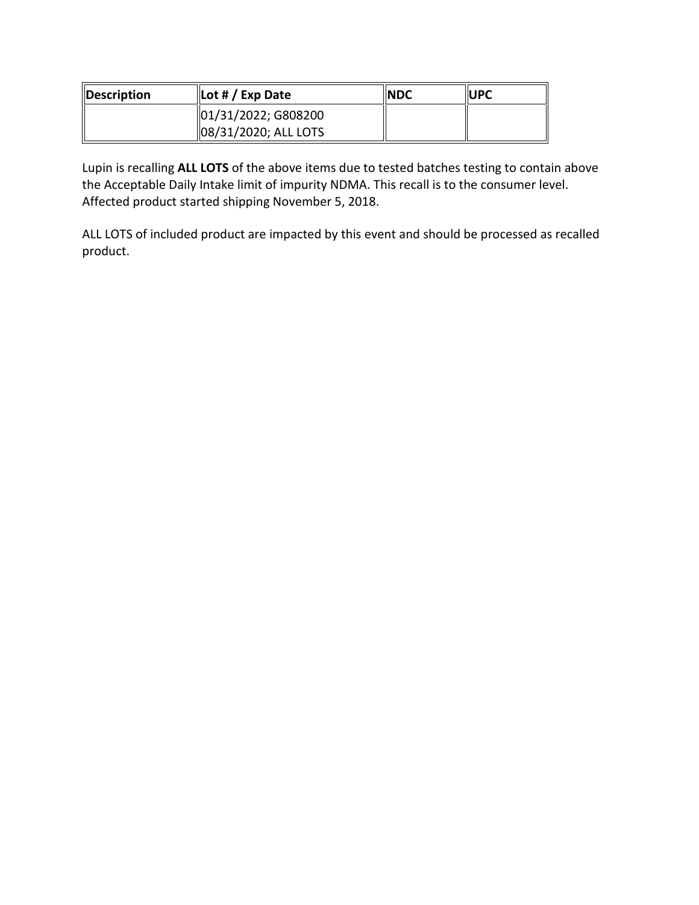| Description | Lot # / Exp Date | NDC | UPC |
|---|---|---|---|
| | 01/31/2022; G808200<br>08/31/2020; ALL LOTS | | |

Lupin is recalling **ALL LOTS** of the above items due to tested batches testing to contain above the Acceptable Daily Intake limit of impurity NDMA. This recall is to the consumer level. Affected product started shipping November 5, 2018.

ALL LOTS of included product are impacted by this event and should be processed as recalled product.